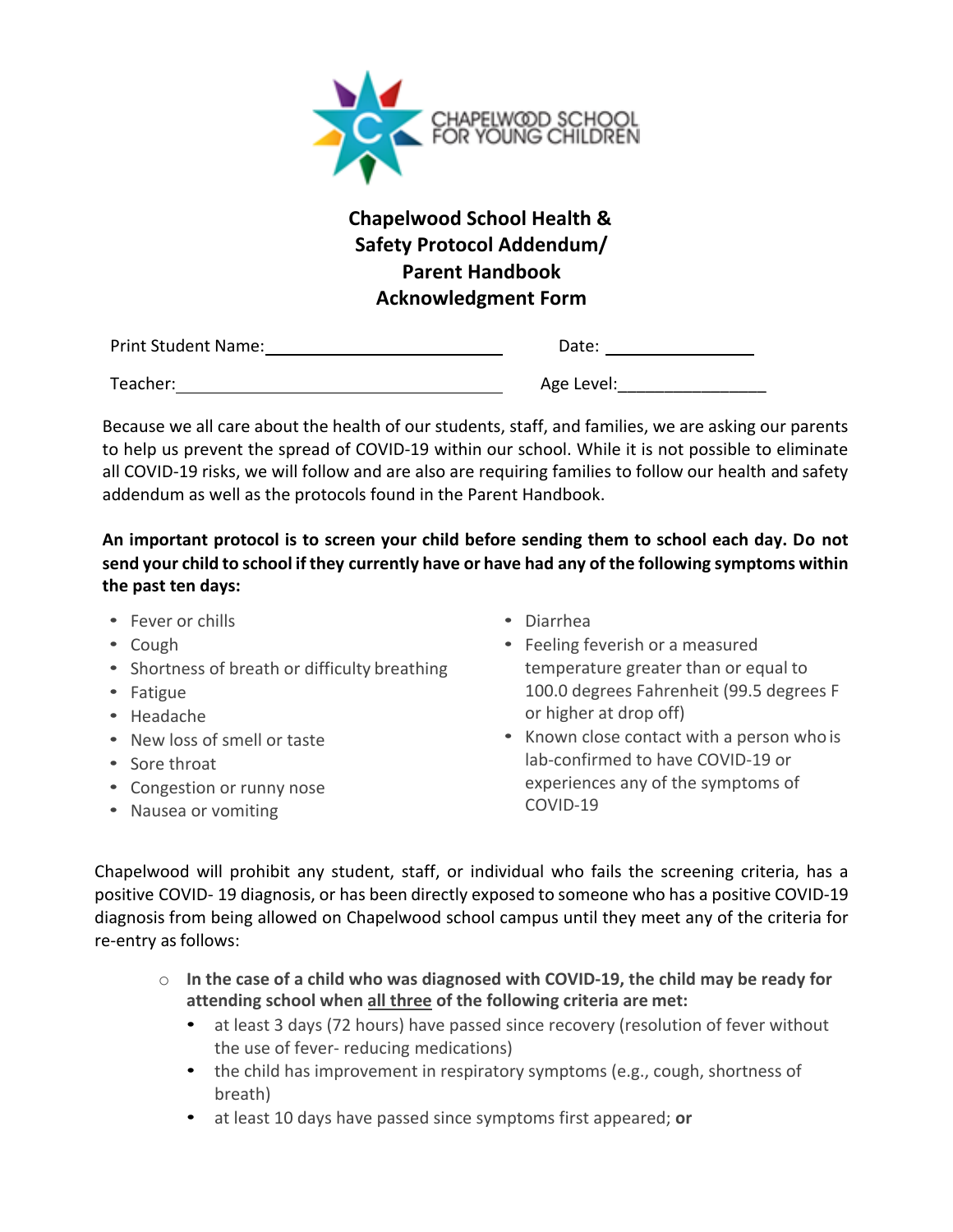CHAPELWOOD SCHOOL FOR YOUNG CHILDREN

# Chapelwood School Health & Safety Protocol Addendum/ Parent Handbook Acknowledgment Form

Print Student Name: ______________________________ Date: ________________

Teacher: ________________________________________ Age Level:________________

Because we all care about the health of our students, staff, and families, we are asking our parents to help us prevent the spread of COVID-19 within our school. While it is not possible to eliminate all COVID-19 risks, we will follow and are also are requiring families to follow our health and safety addendum as well as the protocols found in the Parent Handbook.

**An important protocol is to screen your child before sending them to school each day. Do not send your child to school if they currently have or have had any of the following symptoms within the past ten days:**

- Fever or chills
- Cough
- Shortness of breath or difficulty breathing
- Fatigue
- Headache
- New loss of smell or taste
- Sore throat
- Congestion or runny nose
- Nausea or vomiting
- Diarrhea
- Feeling feverish or a measured temperature greater than or equal to 100.0 degrees Fahrenheit (99.5 degrees F or higher at drop off)
- Known close contact with a person who is lab-confirmed to have COVID-19 or experiences any of the symptoms of COVID-19

Chapelwood will prohibit any student, staff, or individual who fails the screening criteria, has a positive COVID- 19 diagnosis, or has been directly exposed to someone who has a positive COVID-19 diagnosis from being allowed on Chapelwood school campus until they meet any of the criteria for re-entry as follows:

- **In the case of a child who was diagnosed with COVID-19, the child may be ready for attending school when all three of the following criteria are met:**
  - at least 3 days (72 hours) have passed since recovery (resolution of fever without the use of fever- reducing medications)
  - the child has improvement in respiratory symptoms (e.g., cough, shortness of breath)
  - at least 10 days have passed since symptoms first appeared; **or**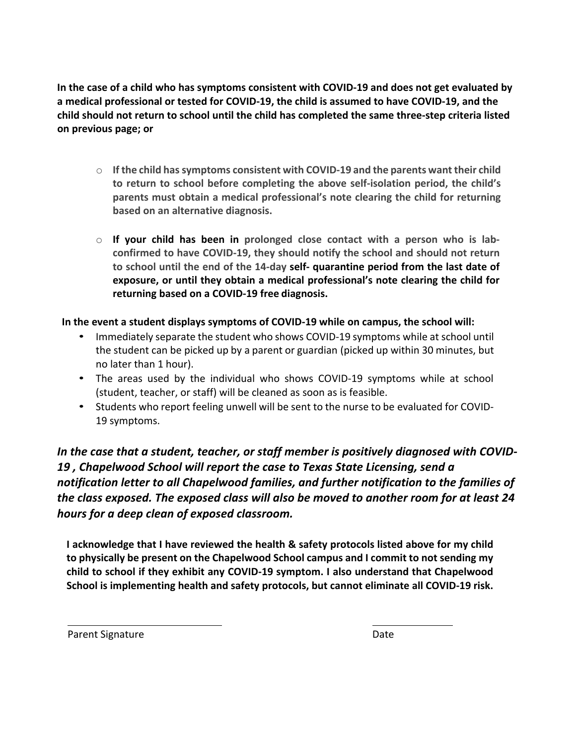**In the case of a child who has symptoms consistent with COVID-19 and does not get evaluated by a medical professional or tested for COVID-19, the child is assumed to have COVID-19, and the child should not return to school until the child has completed the same three-step criteria listed on previous page; or**

- **If the child has symptoms consistent with COVID-19 and the parents want their child to return to school before completing the above self-isolation period, the child's parents must obtain a medical professional's note clearing the child for returning based on an alternative diagnosis.**

- **If your child has been in prolonged close contact with a person who is lab-confirmed to have COVID-19, they should notify the school and should not return to school until the end of the 14-day self- quarantine period from the last date of exposure, or until they obtain a medical professional's note clearing the child for returning based on a COVID-19 free diagnosis.**

**In the event a student displays symptoms of COVID-19 while on campus, the school will:**

- Immediately separate the student who shows COVID-19 symptoms while at school until the student can be picked up by a parent or guardian (picked up within 30 minutes, but no later than 1 hour).
- The areas used by the individual who shows COVID-19 symptoms while at school (student, teacher, or staff) will be cleaned as soon as is feasible.
- Students who report feeling unwell will be sent to the nurse to be evaluated for COVID-19 symptoms.

***In the case that a student, teacher, or staff member is positively diagnosed with COVID-19 , Chapelwood School will report the case to Texas State Licensing, send a notification letter to all Chapelwood families, and further notification to the families of the class exposed. The exposed class will also be moved to another room for at least 24 hours for a deep clean of exposed classroom.***

**I acknowledge that I have reviewed the health & safety protocols listed above for my child to physically be present on the Chapelwood School campus and I commit to not sending my child to school if they exhibit any COVID-19 symptom. I also understand that Chapelwood School is implementing health and safety protocols, but cannot eliminate all COVID-19 risk.**

\_\_\_\_\_\_\_\_\_\_\_\_\_\_\_\_\_\_\_\_\_\_\_\_\_\_\_\_ \_\_\_\_\_\_\_\_\_\_\_\_\_\_\_

Parent Signature Date